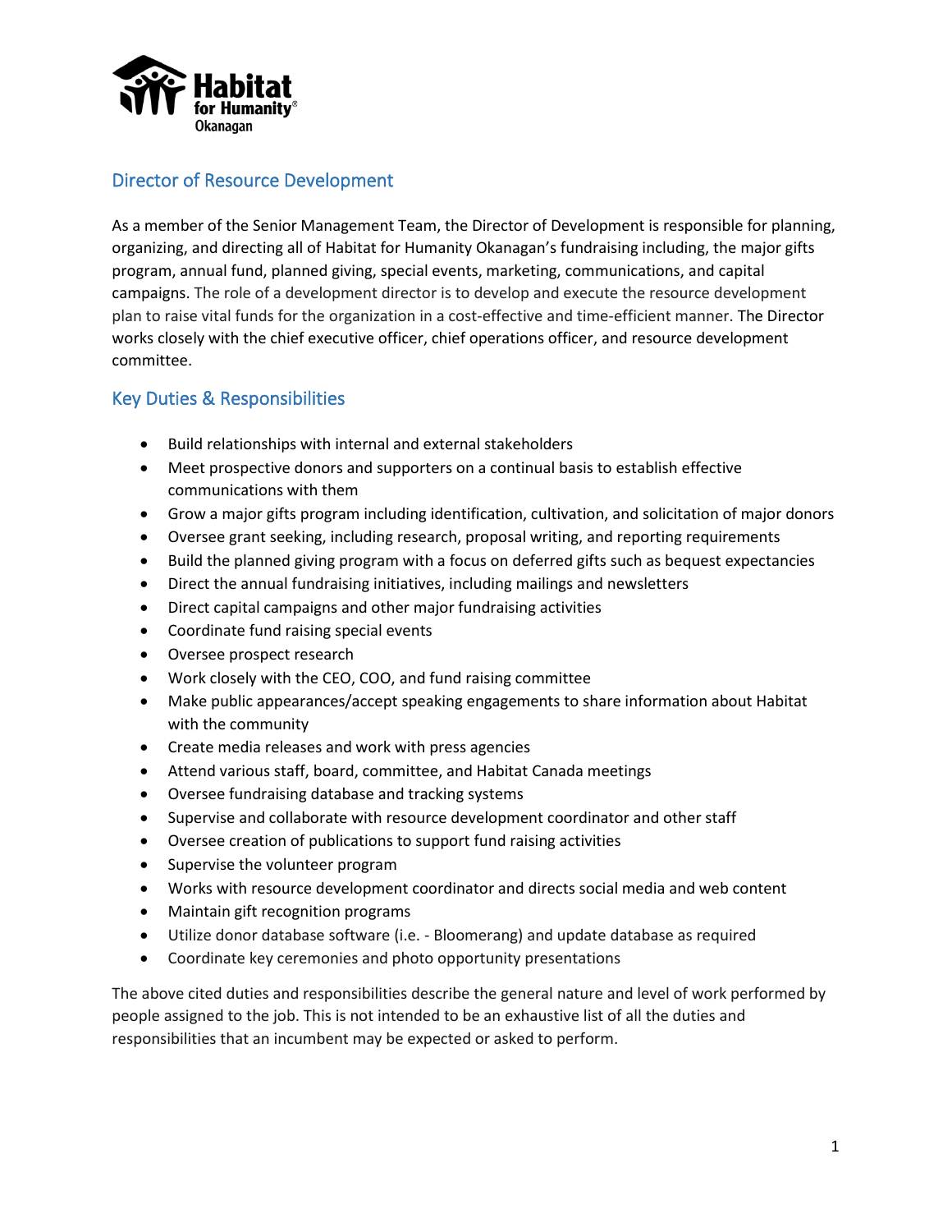## Director of Resource Development

As a member of the Senior Management Team, the Director of Development is responsible for planning, organizing, and directing all of Habitat for Humanity Okanagan's fundraising including, the major gifts program, annual fund, planned giving, special events, marketing, communications, and capital campaigns. The role of a development director is to develop and execute the resource development plan to raise vital funds for the organization in a cost-effective and time-efficient manner. The Director works closely with the chief executive officer, chief operations officer, and resource development committee.

## Key Duties & Responsibilities

- Build relationships with internal and external stakeholders
- Meet prospective donors and supporters on a continual basis to establish effective communications with them
- Grow a major gifts program including identification, cultivation, and solicitation of major donors
- Oversee grant seeking, including research, proposal writing, and reporting requirements
- Build the planned giving program with a focus on deferred gifts such as bequest expectancies
- Direct the annual fundraising initiatives, including mailings and newsletters
- Direct capital campaigns and other major fundraising activities
- Coordinate fund raising special events
- Oversee prospect research
- Work closely with the CEO, COO, and fund raising committee
- Make public appearances/accept speaking engagements to share information about Habitat with the community
- Create media releases and work with press agencies
- Attend various staff, board, committee, and Habitat Canada meetings
- Oversee fundraising database and tracking systems
- Supervise and collaborate with resource development coordinator and other staff
- Oversee creation of publications to support fund raising activities
- Supervise the volunteer program
- Works with resource development coordinator and directs social media and web content
- Maintain gift recognition programs
- Utilize donor database software (i.e. - Bloomerang) and update database as required
- Coordinate key ceremonies and photo opportunity presentations

The above cited duties and responsibilities describe the general nature and level of work performed by people assigned to the job. This is not intended to be an exhaustive list of all the duties and responsibilities that an incumbent may be expected or asked to perform.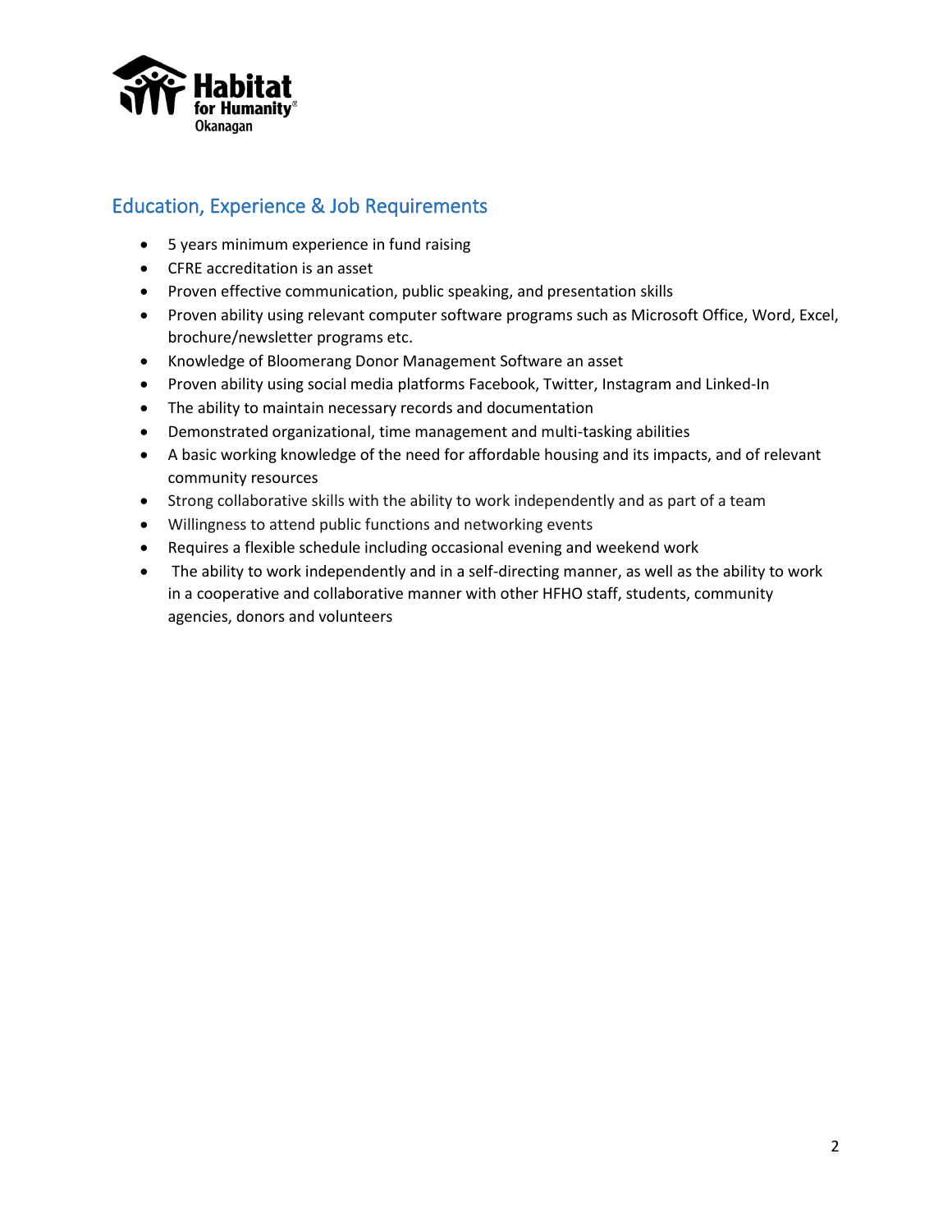## Education, Experience & Job Requirements

- 5 years minimum experience in fund raising
- CFRE accreditation is an asset
- Proven effective communication, public speaking, and presentation skills
- Proven ability using relevant computer software programs such as Microsoft Office, Word, Excel, brochure/newsletter programs etc.
- Knowledge of Bloomerang Donor Management Software an asset
- Proven ability using social media platforms Facebook, Twitter, Instagram and Linked-In
- The ability to maintain necessary records and documentation
- Demonstrated organizational, time management and multi-tasking abilities
- A basic working knowledge of the need for affordable housing and its impacts, and of relevant community resources
- Strong collaborative skills with the ability to work independently and as part of a team
- Willingness to attend public functions and networking events
- Requires a flexible schedule including occasional evening and weekend work
- The ability to work independently and in a self-directing manner, as well as the ability to work in a cooperative and collaborative manner with other HFHO staff, students, community agencies, donors and volunteers